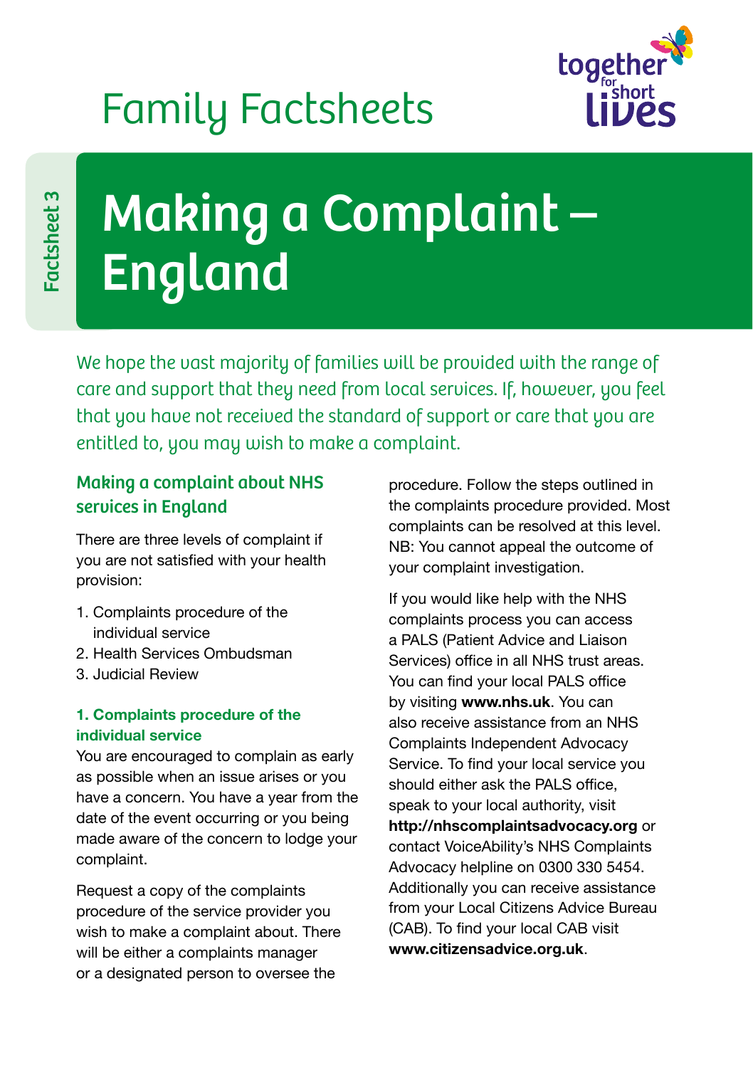Family Factsheets

Factsheet 3

# Making a Complaint – England

We hope the vast majority of families will be provided with the range of care and support that they need from local services. If, however, you feel that you have not received the standard of support or care that you are entitled to, you may wish to make a complaint.

## Making a complaint about NHS services in England

There are three levels of complaint if you are not satisfied with your health provision:

1. Complaints procedure of the individual service
2. Health Services Ombudsman
3. Judicial Review

### 1. Complaints procedure of the individual service

You are encouraged to complain as early as possible when an issue arises or you have a concern. You have a year from the date of the event occurring or you being made aware of the concern to lodge your complaint.

Request a copy of the complaints procedure of the service provider you wish to make a complaint about. There will be either a complaints manager or a designated person to oversee the procedure. Follow the steps outlined in the complaints procedure provided. Most complaints can be resolved at this level. NB: You cannot appeal the outcome of your complaint investigation.

If you would like help with the NHS complaints process you can access a PALS (Patient Advice and Liaison Services) office in all NHS trust areas. You can find your local PALS office by visiting **www.nhs.uk**. You can also receive assistance from an NHS Complaints Independent Advocacy Service. To find your local service you should either ask the PALS office, speak to your local authority, visit **http://nhscomplaintsadvocacy.org** or contact VoiceAbility's NHS Complaints Advocacy helpline on 0300 330 5454. Additionally you can receive assistance from your Local Citizens Advice Bureau (CAB). To find your local CAB visit **www.citizensadvice.org.uk**.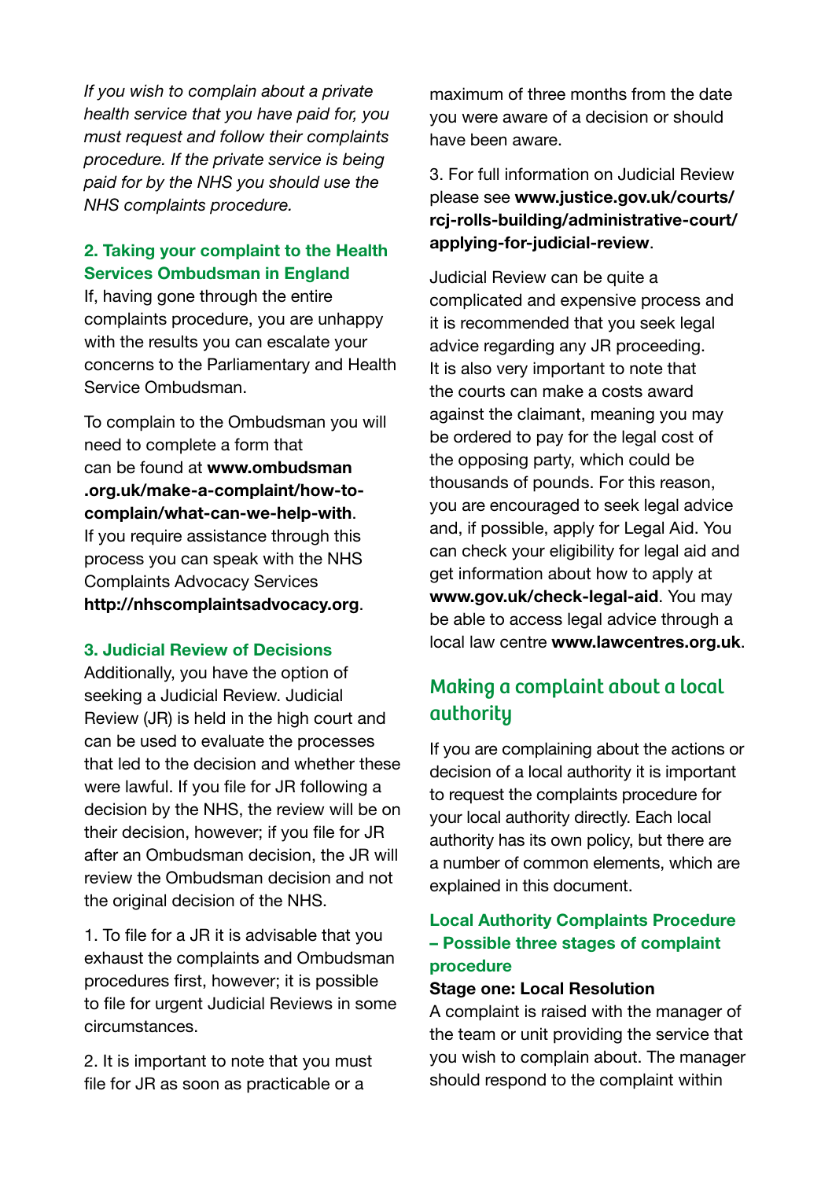*If you wish to complain about a private health service that you have paid for, you must request and follow their complaints procedure. If the private service is being paid for by the NHS you should use the NHS complaints procedure.*

### 2. Taking your complaint to the Health Services Ombudsman in England

If, having gone through the entire complaints procedure, you are unhappy with the results you can escalate your concerns to the Parliamentary and Health Service Ombudsman.

To complain to the Ombudsman you will need to complete a form that can be found at **www.ombudsman .org.uk/make-a-complaint/how-to-complain/what-can-we-help-with**. If you require assistance through this process you can speak with the NHS Complaints Advocacy Services **http://nhscomplaintsadvocacy.org**.

### 3. Judicial Review of Decisions

Additionally, you have the option of seeking a Judicial Review. Judicial Review (JR) is held in the high court and can be used to evaluate the processes that led to the decision and whether these were lawful. If you file for JR following a decision by the NHS, the review will be on their decision, however; if you file for JR after an Ombudsman decision, the JR will review the Ombudsman decision and not the original decision of the NHS.

1. To file for a JR it is advisable that you exhaust the complaints and Ombudsman procedures first, however; it is possible to file for urgent Judicial Reviews in some circumstances.

2. It is important to note that you must file for JR as soon as practicable or a maximum of three months from the date you were aware of a decision or should have been aware.

3. For full information on Judicial Review please see **www.justice.gov.uk/courts/rcj-rolls-building/administrative-court/applying-for-judicial-review**.

Judicial Review can be quite a complicated and expensive process and it is recommended that you seek legal advice regarding any JR proceeding. It is also very important to note that the courts can make a costs award against the claimant, meaning you may be ordered to pay for the legal cost of the opposing party, which could be thousands of pounds. For this reason, you are encouraged to seek legal advice and, if possible, apply for Legal Aid. You can check your eligibility for legal aid and get information about how to apply at **www.gov.uk/check-legal-aid**. You may be able to access legal advice through a local law centre **www.lawcentres.org.uk**.

## Making a complaint about a local authority

If you are complaining about the actions or decision of a local authority it is important to request the complaints procedure for your local authority directly. Each local authority has its own policy, but there are a number of common elements, which are explained in this document.

### Local Authority Complaints Procedure – Possible three stages of complaint procedure

**Stage one: Local Resolution**

A complaint is raised with the manager of the team or unit providing the service that you wish to complain about. The manager should respond to the complaint within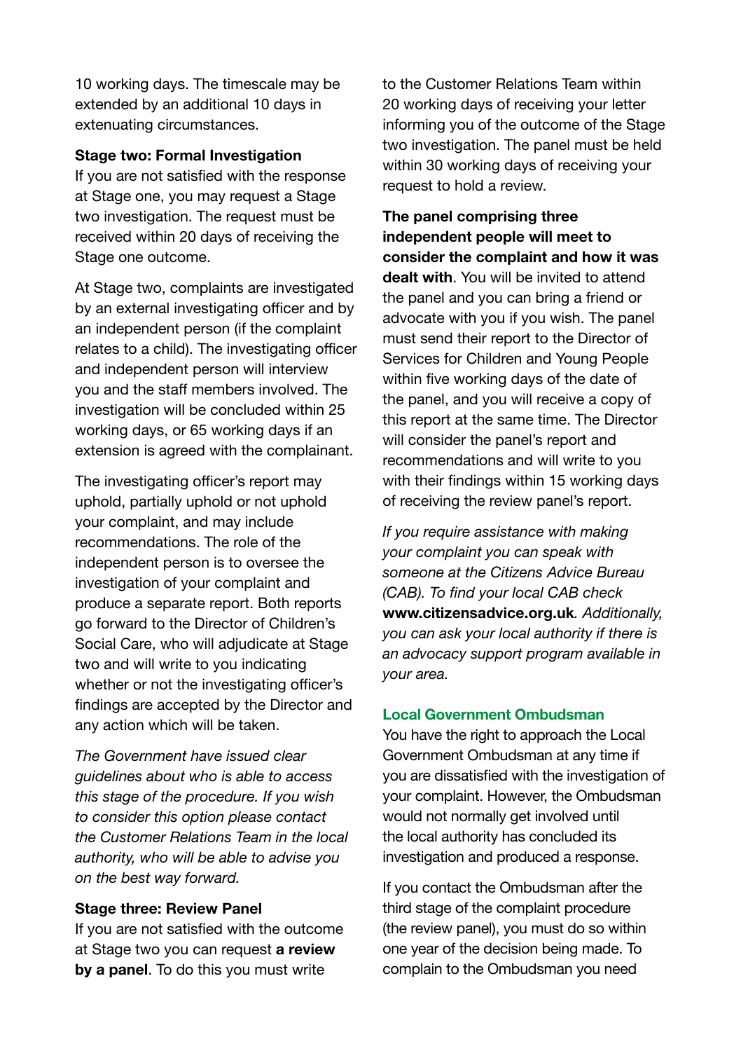10 working days. The timescale may be extended by an additional 10 days in extenuating circumstances.

**Stage two: Formal Investigation**

If you are not satisfied with the response at Stage one, you may request a Stage two investigation. The request must be received within 20 days of receiving the Stage one outcome.

At Stage two, complaints are investigated by an external investigating officer and by an independent person (if the complaint relates to a child). The investigating officer and independent person will interview you and the staff members involved. The investigation will be concluded within 25 working days, or 65 working days if an extension is agreed with the complainant.

The investigating officer's report may uphold, partially uphold or not uphold your complaint, and may include recommendations. The role of the independent person is to oversee the investigation of your complaint and produce a separate report. Both reports go forward to the Director of Children's Social Care, who will adjudicate at Stage two and will write to you indicating whether or not the investigating officer's findings are accepted by the Director and any action which will be taken.

*The Government have issued clear guidelines about who is able to access this stage of the procedure. If you wish to consider this option please contact the Customer Relations Team in the local authority, who will be able to advise you on the best way forward.*

**Stage three: Review Panel**

If you are not satisfied with the outcome at Stage two you can request **a review by a panel**. To do this you must write to the Customer Relations Team within 20 working days of receiving your letter informing you of the outcome of the Stage two investigation. The panel must be held within 30 working days of receiving your request to hold a review.

**The panel comprising three independent people will meet to consider the complaint and how it was dealt with**. You will be invited to attend the panel and you can bring a friend or advocate with you if you wish. The panel must send their report to the Director of Services for Children and Young People within five working days of the date of the panel, and you will receive a copy of this report at the same time. The Director will consider the panel's report and recommendations and will write to you with their findings within 15 working days of receiving the review panel's report.

*If you require assistance with making your complaint you can speak with someone at the Citizens Advice Bureau (CAB). To find your local CAB check* **www.citizensadvice.org.uk**. *Additionally, you can ask your local authority if there is an advocacy support program available in your area.*

## Local Government Ombudsman

You have the right to approach the Local Government Ombudsman at any time if you are dissatisfied with the investigation of your complaint. However, the Ombudsman would not normally get involved until the local authority has concluded its investigation and produced a response.

If you contact the Ombudsman after the third stage of the complaint procedure (the review panel), you must do so within one year of the decision being made. To complain to the Ombudsman you need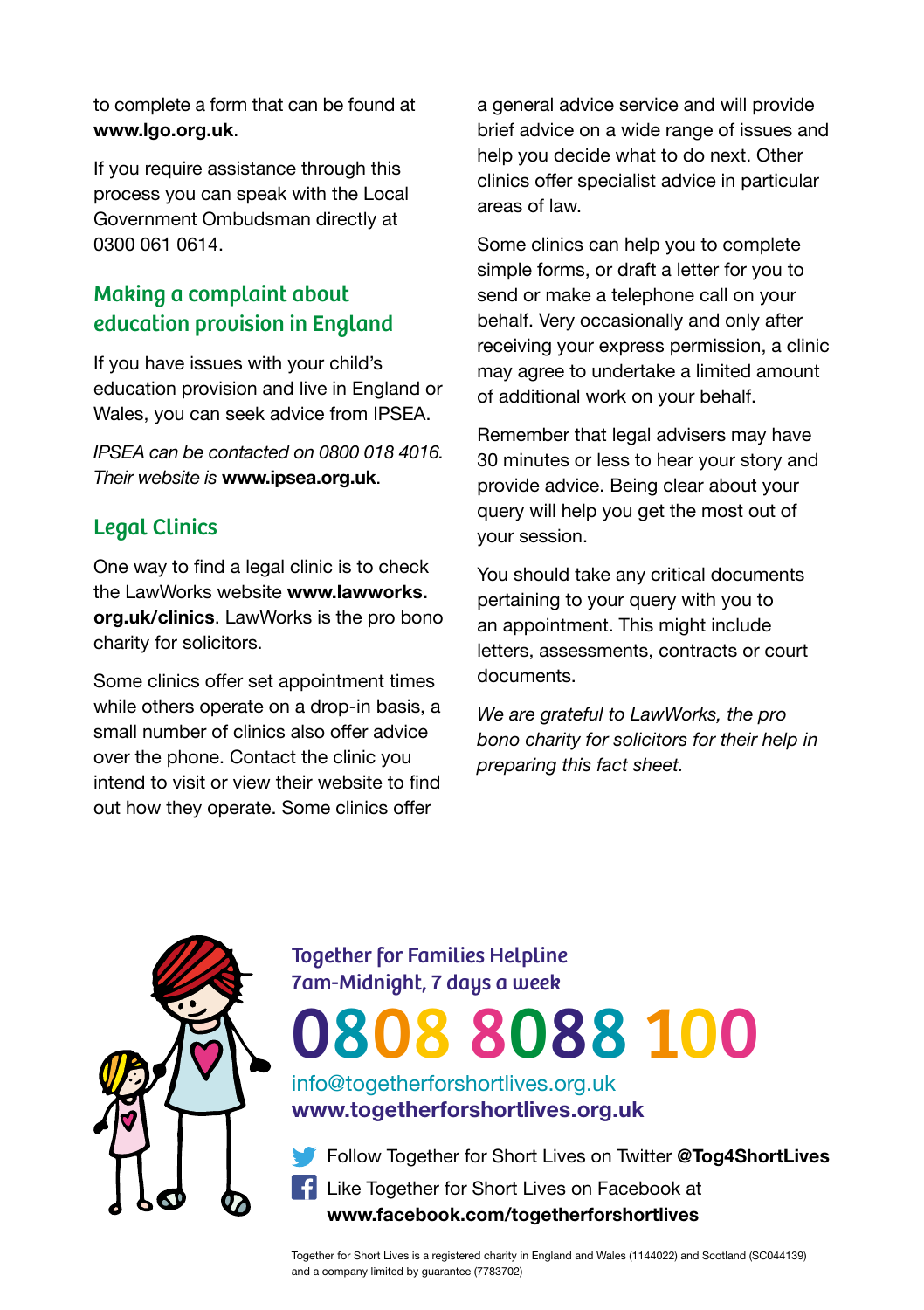to complete a form that can be found at **www.lgo.org.uk**.

If you require assistance through this process you can speak with the Local Government Ombudsman directly at 0300 061 0614.

## Making a complaint about education provision in England

If you have issues with your child's education provision and live in England or Wales, you can seek advice from IPSEA.

*IPSEA can be contacted on 0800 018 4016. Their website is* **www.ipsea.org.uk**.

## Legal Clinics

One way to find a legal clinic is to check the LawWorks website **www.lawworks.org.uk/clinics**. LawWorks is the pro bono charity for solicitors.

Some clinics offer set appointment times while others operate on a drop-in basis, a small number of clinics also offer advice over the phone. Contact the clinic you intend to visit or view their website to find out how they operate. Some clinics offer a general advice service and will provide brief advice on a wide range of issues and help you decide what to do next. Other clinics offer specialist advice in particular areas of law.

Some clinics can help you to complete simple forms, or draft a letter for you to send or make a telephone call on your behalf. Very occasionally and only after receiving your express permission, a clinic may agree to undertake a limited amount of additional work on your behalf.

Remember that legal advisers may have 30 minutes or less to hear your story and provide advice. Being clear about your query will help you get the most out of your session.

You should take any critical documents pertaining to your query with you to an appointment. This might include letters, assessments, contracts or court documents.

*We are grateful to LawWorks, the pro bono charity for solicitors for their help in preparing this fact sheet.*

Together for Families Helpline
7am-Midnight, 7 days a week

**0808 8088 100**

info@togetherforshortlives.org.uk
**www.togetherforshortlives.org.uk**

Follow Together for Short Lives on Twitter **@Tog4ShortLives**

Like Together for Short Lives on Facebook at **www.facebook.com/togetherforshortlives**

Together for Short Lives is a registered charity in England and Wales (1144022) and Scotland (SC044139) and a company limited by guarantee (7783702)